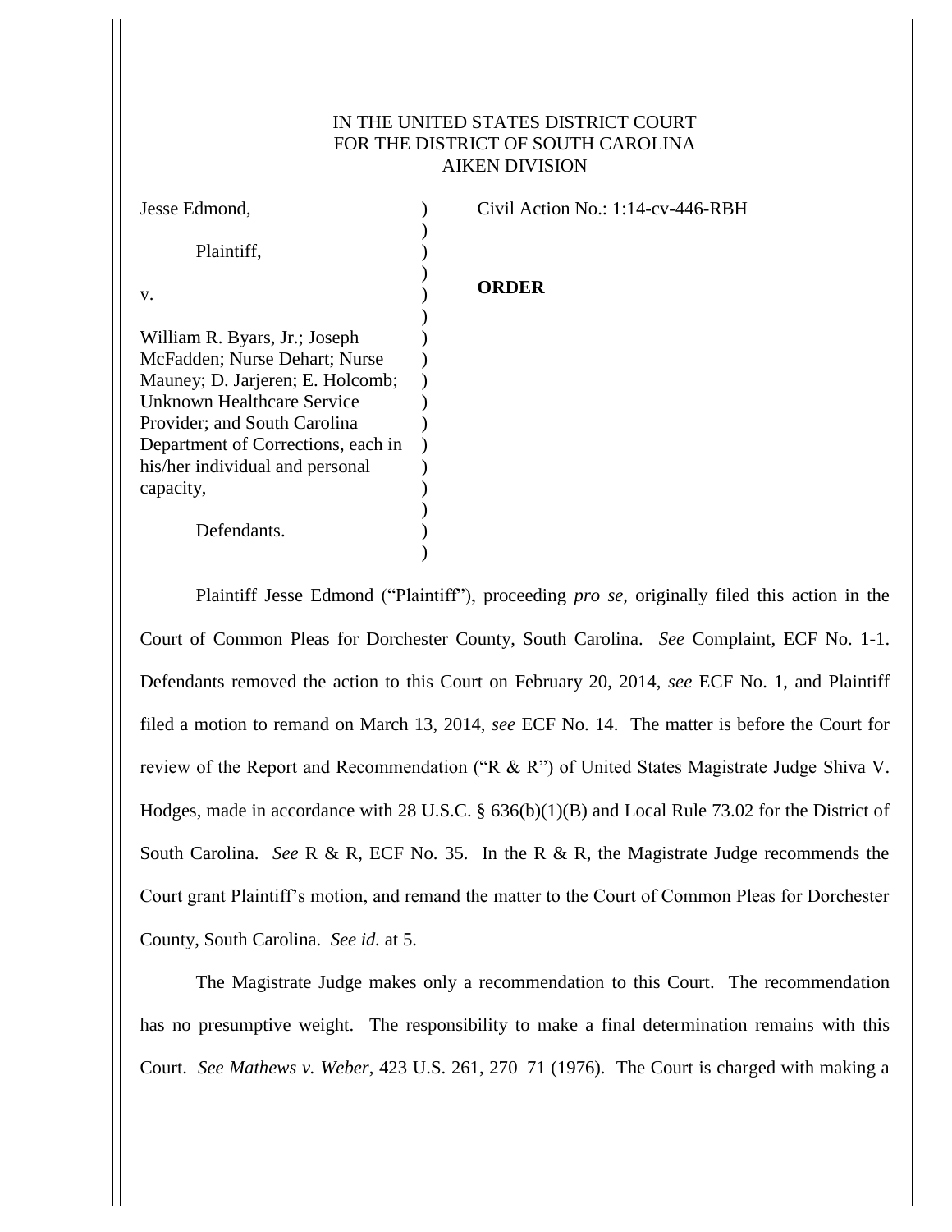IN THE UNITED STATES DISTRICT COURT
FOR THE DISTRICT OF SOUTH CAROLINA
AIKEN DIVISION

| | | |
|---|---|---|
| Jesse Edmond,<br><br>Plaintiff,<br><br>v.<br><br>William R. Byars, Jr.; Joseph McFadden; Nurse Dehart; Nurse Mauney; D. Jarjeren; E. Holcomb; Unknown Healthcare Service Provider; and South Carolina Department of Corrections, each in his/her individual and personal capacity,<br><br>Defendants. | ) | Civil Action No.: 1:14-cv-446-RBH<br><br>**ORDER** |

Plaintiff Jesse Edmond ("Plaintiff"), proceeding *pro se*, originally filed this action in the Court of Common Pleas for Dorchester County, South Carolina. *See* Complaint, ECF No. 1-1. Defendants removed the action to this Court on February 20, 2014, *see* ECF No. 1, and Plaintiff filed a motion to remand on March 13, 2014, *see* ECF No. 14. The matter is before the Court for review of the Report and Recommendation ("R & R") of United States Magistrate Judge Shiva V. Hodges, made in accordance with 28 U.S.C. § 636(b)(1)(B) and Local Rule 73.02 for the District of South Carolina. *See* R & R, ECF No. 35. In the R & R, the Magistrate Judge recommends the Court grant Plaintiff's motion, and remand the matter to the Court of Common Pleas for Dorchester County, South Carolina. *See id.* at 5.

The Magistrate Judge makes only a recommendation to this Court. The recommendation has no presumptive weight. The responsibility to make a final determination remains with this Court. *See Mathews v. Weber*, 423 U.S. 261, 270–71 (1976). The Court is charged with making a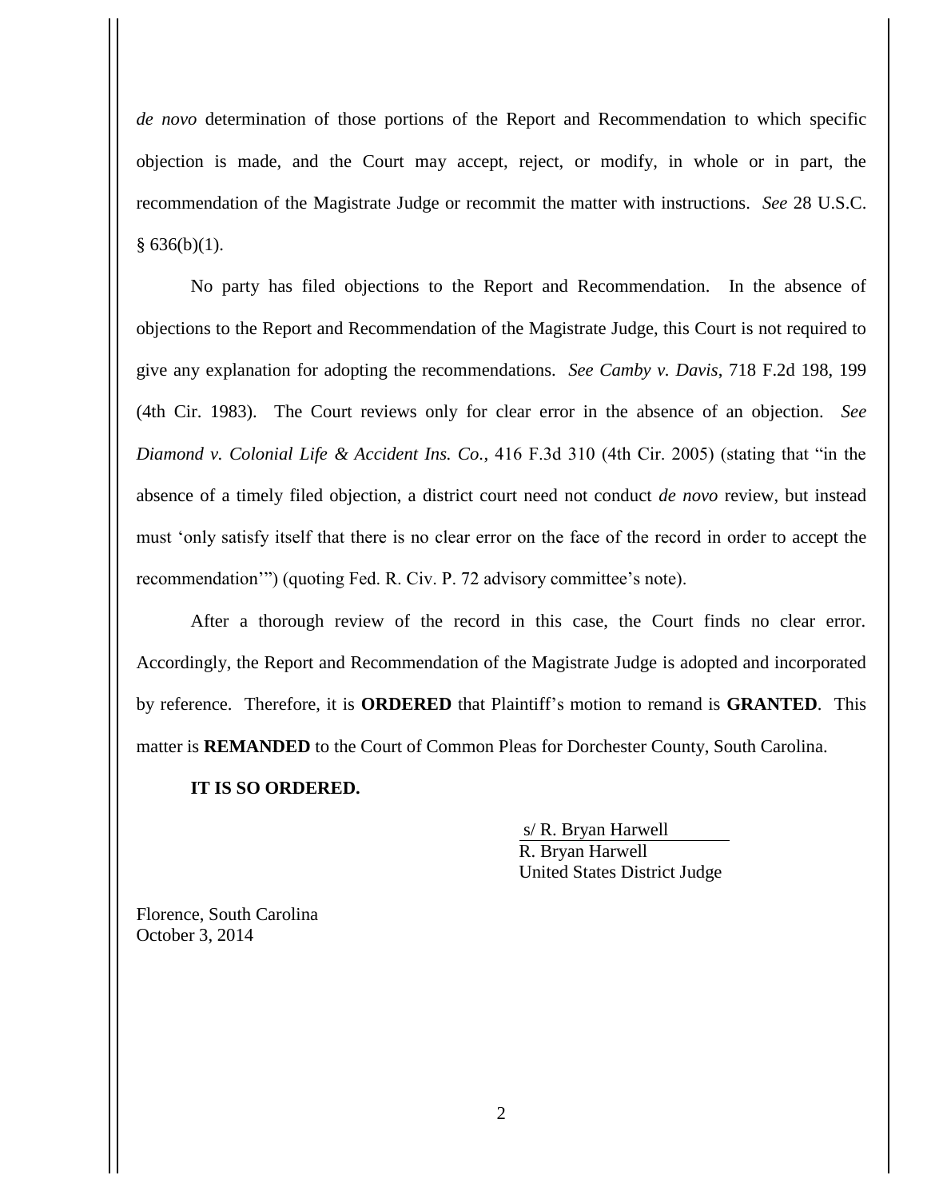*de novo* determination of those portions of the Report and Recommendation to which specific objection is made, and the Court may accept, reject, or modify, in whole or in part, the recommendation of the Magistrate Judge or recommit the matter with instructions. *See* 28 U.S.C. § 636(b)(1).

No party has filed objections to the Report and Recommendation. In the absence of objections to the Report and Recommendation of the Magistrate Judge, this Court is not required to give any explanation for adopting the recommendations. *See Camby v. Davis*, 718 F.2d 198, 199 (4th Cir. 1983). The Court reviews only for clear error in the absence of an objection. *See Diamond v. Colonial Life & Accident Ins. Co.*, 416 F.3d 310 (4th Cir. 2005) (stating that "in the absence of a timely filed objection, a district court need not conduct *de novo* review, but instead must 'only satisfy itself that there is no clear error on the face of the record in order to accept the recommendation'") (quoting Fed. R. Civ. P. 72 advisory committee's note).

After a thorough review of the record in this case, the Court finds no clear error. Accordingly, the Report and Recommendation of the Magistrate Judge is adopted and incorporated by reference. Therefore, it is **ORDERED** that Plaintiff's motion to remand is **GRANTED**. This matter is **REMANDED** to the Court of Common Pleas for Dorchester County, South Carolina.

**IT IS SO ORDERED.**

s/ R. Bryan Harwell
R. Bryan Harwell
United States District Judge

Florence, South Carolina
October 3, 2014